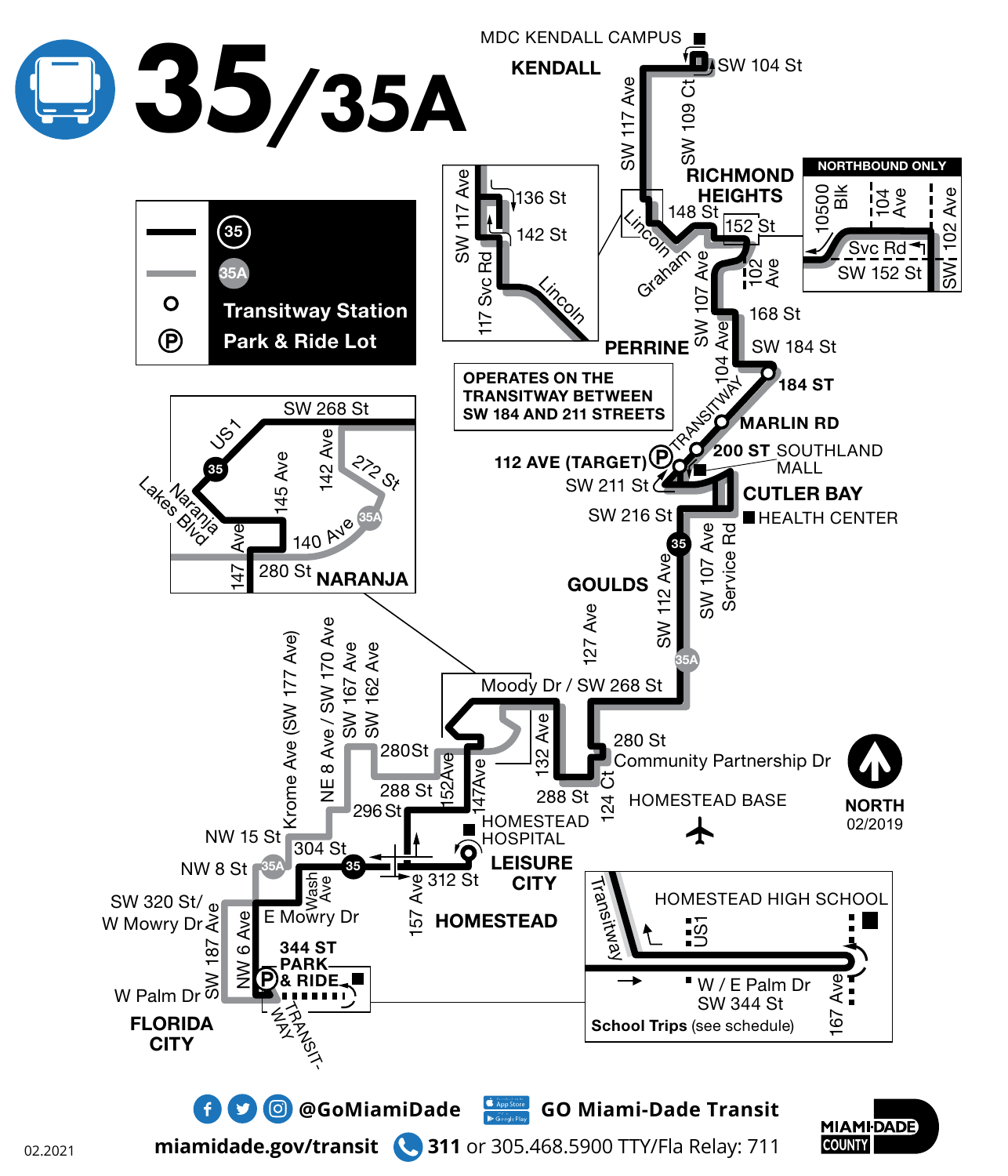# 35/35A

| | |
|---|---|
| (black line) | 35 |
| (gray line) | 35A |
| ○ | Transitway Station |
| Ⓟ | Park & Ride Lot |

MDC KENDALL CAMPUS

KENDALL

SW 104 St

SW 117 Ave

SW 109 Ct

RICHMOND HEIGHTS

148 St

152 St

Lincoln

Graham

SW 107 Ave

102 Ave

NORTHBOUND ONLY

10500 Blk

104 Ave

SW 102 Ave

Svc Rd

SW 152 St

SW 117 Ave

136 St

142 St

117 Svc Rd

Lincoln

PERRINE

168 St

SW 184 St

104 Ave

184 ST

TRANSITWAY

MARLIN RD

OPERATES ON THE TRANSITWAY BETWEEN SW 184 AND 211 STREETS

112 AVE (TARGET)

200 ST

SOUTHLAND MALL

SW 211 St

CUTLER BAY

SW 216 St

HEALTH CENTER

GOULDS

SW 112 Ave

SW 107 Ave

Service Rd

127 Ave

SW 268 St

US1

145 Ave

142 Ave

272 St

Naranja Lakes Blvd

147 Ave

140 Ave

280 St

NARANJA

Moody Dr / SW 268 St

Krome Ave (SW 177 Ave)

NE 8 Ave / SW 170 Ave

SW 167 Ave

SW 162 Ave

280St

132 Ave

280 St

Community Partnership Dr

288 St

152Ave

147Ave

296 St

288 St

124 Ct

HOMESTEAD BASE

NORTH 02/2019

NW 15 St

304 St

HOMESTEAD HOSPITAL

LEISURE CITY

NW 8 St

Wash Ave

157 Ave

312 St

HOMESTEAD

SW 320 St/ W Mowry Dr

SW 187 Ave

NW 6 Ave

E Mowry Dr

344 ST PARK & RIDE

W Palm Dr

FLORIDA CITY

TRANSIT-WAY

Transitway

HOMESTEAD HIGH SCHOOL

US1

W / E Palm Dr SW 344 St

167 Ave

**School Trips** (see schedule)

@GoMiamiDade

GO Miami-Dade Transit

miamidade.gov/transit

311 or 305.468.5900 TTY/Fla Relay: 711

MIAMI-DADE COUNTY

02.2021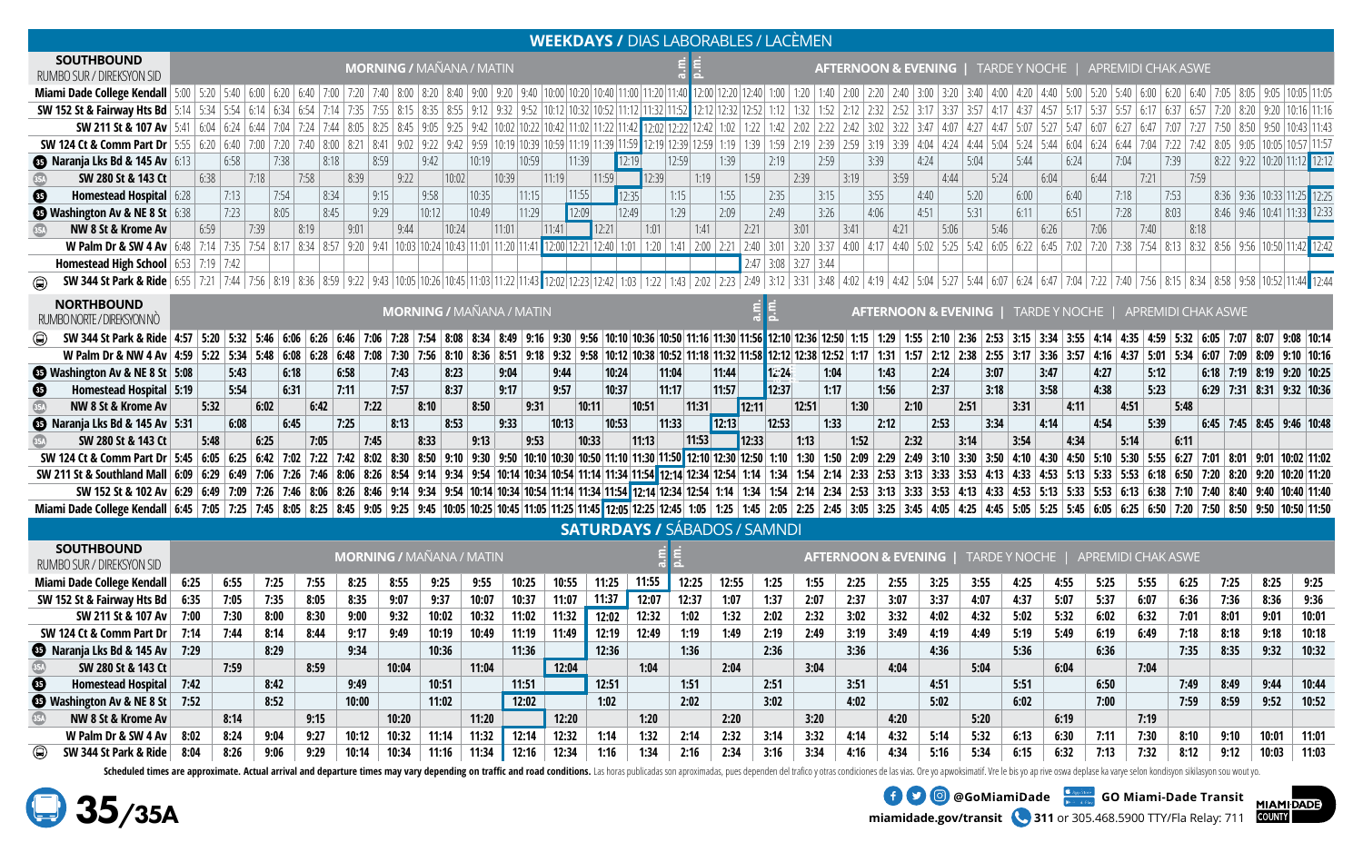# WEEKDAYS / DIAS LABORABLES / LACÈMEN

| SOUTHBOUND RUMBO SUR / DIREKSYON SID | MORNING / MAÑANA / MATIN | | | | | | | | | | | | | | | | | | | | | AFTERNOON & EVENING \| TARDE Y NOCHE \| APREMIDI CHAK ASWE | | | | | | | | | | | | | | | | | | | | | | | | | |
|---|---|---|---|---|---|---|---|---|---|---|---|---|---|---|---|---|---|---|---|---|---|---|---|---|---|---|---|---|---|---|---|---|---|---|---|---|---|---|---|---|---|---|---|---|---|---|---|
| Miami Dade College Kendall | 5:00 | 5:20 | 5:40 | 6:00 | 6:20 | 6:40 | 7:00 | 7:20 | 7:40 | 8:00 | 8:20 | 8:40 | 9:00 | 9:20 | 9:40 | 10:00 | 10:20 | 10:40 | 11:00 | 11:20 | 11:40 | 12:00 | 12:20 | 12:40 | 1:00 | 1:20 | 1:40 | 2:00 | 2:20 | 2:40 | 3:00 | 3:20 | 3:40 | 4:00 | 4:20 | 4:40 | 5:00 | 5:20 | 5:40 | 6:00 | 6:20 | 6:40 | 7:05 | 8:05 | 9:05 | 10:05 | 11:05 |
| SW 152 St & Fairway Hts Bd | 5:14 | 5:34 | 5:54 | 6:14 | 6:34 | 6:54 | 7:14 | 7:35 | 7:55 | 8:15 | 8:35 | 8:55 | 9:12 | 9:32 | 9:52 | 10:12 | 10:32 | 10:52 | 11:12 | 11:32 | 11:52 | 12:12 | 12:32 | 12:52 | 1:12 | 1:32 | 1:52 | 2:12 | 2:32 | 2:52 | 3:17 | 3:37 | 3:57 | 4:17 | 4:37 | 4:57 | 5:17 | 5:37 | 5:57 | 6:17 | 6:37 | 6:57 | 7:20 | 8:20 | 9:20 | 10:16 | 11:16 |
| SW 211 St & 107 Av | 5:41 | 6:04 | 6:24 | 6:44 | 7:04 | 7:24 | 7:44 | 8:05 | 8:25 | 8:45 | 9:05 | 9:25 | 9:42 | 10:02 | 10:22 | 10:42 | 11:02 | 11:22 | 11:42 | 12:02 | 12:22 | 12:42 | 1:02 | 1:22 | 1:42 | 2:02 | 2:22 | 2:42 | 3:02 | 3:22 | 3:47 | 4:07 | 4:27 | 4:47 | 5:07 | 5:27 | 5:47 | 6:07 | 6:27 | 6:47 | 7:07 | 7:27 | 7:50 | 8:50 | 9:50 | 10:43 | 11:43 |
| SW 124 Ct & Comm Part Dr | 5:55 | 6:20 | 6:40 | 7:00 | 7:20 | 7:40 | 8:00 | 8:21 | 8:41 | 9:02 | 9:22 | 9:42 | 9:59 | 10:19 | 10:39 | 10:59 | 11:19 | 11:39 | 11:59 | 12:19 | 12:39 | 12:59 | 1:19 | 1:39 | 1:59 | 2:19 | 2:39 | 2:59 | 3:19 | 3:39 | 4:04 | 4:24 | 4:44 | 5:04 | 5:24 | 5:44 | 6:04 | 6:24 | 6:44 | 7:04 | 7:22 | 7:42 | 8:05 | 9:05 | 10:05 | 10:57 | 11:57 |
| (35) Naranja Lks Bd & 145 Av | 6:13 | | 6:58 | | 7:38 | | 8:18 | | 8:59 | | 9:42 | | 10:19 | | 10:59 | | 11:39 | | 12:19 | | 12:59 | | 1:39 | | 2:19 | | 2:59 | | 3:39 | | 4:24 | | 5:04 | | 5:44 | | 6:24 | | 7:04 | | 7:39 | | 8:22 | 9:22 | 10:20 | 11:12 | 12:12 |
| (35A) SW 280 St & 143 Ct | | 6:38 | | 7:18 | | 7:58 | | 8:39 | | 9:22 | | 10:02 | | 10:39 | | 11:19 | | 11:59 | | 12:39 | | 1:19 | | 1:59 | | 2:39 | | 3:19 | | 3:59 | | 4:44 | | 5:24 | | 6:04 | | 6:44 | | 7:21 | | 7:59 | | | | | |
| (35) Homestead Hospital | 6:28 | | 7:13 | | 7:54 | | 8:34 | | 9:15 | | 9:58 | | 10:35 | | 11:15 | | 11:55 | | 12:35 | | 1:15 | | 1:55 | | 2:35 | | 3:15 | | 3:55 | | 4:40 | | 5:20 | | 6:00 | | 6:40 | | 7:18 | | 7:53 | | 8:36 | 9:36 | 10:33 | 11:25 | 12:25 |
| (35) Washington Av & NE 8 St | 6:38 | | 7:23 | | 8:05 | | 8:45 | | 9:29 | | 10:12 | | 10:49 | | 11:29 | | 12:09 | | 12:49 | | 1:29 | | 2:09 | | 2:49 | | 3:26 | | 4:06 | | 4:51 | | 5:31 | | 6:11 | | 6:51 | | 7:28 | | 8:03 | | 8:46 | 9:46 | 10:41 | 11:33 | 12:33 |
| (35A) NW 8 St & Krome Av | | 6:59 | | 7:39 | | 8:19 | | 9:01 | | 9:44 | | 10:24 | | 11:01 | | 11:41 | | 12:21 | | 1:01 | | 1:41 | | 2:21 | | 3:01 | | 3:41 | | 4:21 | | 5:06 | | 5:46 | | 6:26 | | 7:06 | | 7:40 | | 8:18 | | | | | |
| W Palm Dr & SW 4 Av | 6:48 | 7:14 | 7:35 | 7:54 | 8:17 | 8:34 | 8:57 | 9:20 | 9:41 | 10:03 | 10:24 | 10:43 | 11:01 | 11:20 | 11:41 | 12:00 | 12:21 | 12:40 | 1:01 | 1:20 | 1:41 | 2:00 | 2:21 | 2:40 | 3:01 | 3:20 | 3:37 | 4:00 | 4:17 | 4:40 | 5:02 | 5:25 | 5:42 | 6:05 | 6:22 | 6:45 | 7:02 | 7:20 | 7:38 | 7:54 | 8:13 | 8:32 | 8:56 | 9:56 | 10:50 | 11:42 | 12:42 |
| Homestead High School | 6:53 | 7:19 | 7:42 | | | | | | | | | | | | | | | | | | | | | 2:47 | 3:08 | 3:27 | 3:44 | | | | | | | | | | | | | | | | | | | | |
| SW 344 St Park & Ride | 6:55 | 7:21 | 7:44 | 7:56 | 8:19 | 8:36 | 8:59 | 9:22 | 9:43 | 10:05 | 10:26 | 10:45 | 11:03 | 11:22 | 11:43 | 12:02 | 12:23 | 12:42 | 1:03 | 1:22 | 1:43 | 2:02 | 2:23 | 2:49 | 3:12 | 3:31 | 3:48 | 4:02 | 4:19 | 4:42 | 5:04 | 5:27 | 5:44 | 6:07 | 6:24 | 6:47 | 7:04 | 7:22 | 7:40 | 7:56 | 8:15 | 8:34 | 8:58 | 9:58 | 10:52 | 11:44 | 12:44 |

| NORTHBOUND RUMBO NORTE / DIREKSYON NÒ | MORNING / MAÑANA / MATIN | | | | | | | | | | | | | | | | | | | | | | AFTERNOON & EVENING \| TARDE Y NOCHE \| APREMIDI CHAK ASWE | | | | | | | | | | | | | | | | | | | | |
|---|---|---|---|---|---|---|---|---|---|---|---|---|---|---|---|---|---|---|---|---|---|---|---|---|---|---|---|---|---|---|---|---|---|---|---|---|---|---|---|---|---|---|---|
| SW 344 St Park & Ride | 4:57 | 5:20 | 5:32 | 5:46 | 6:06 | 6:26 | 6:46 | 7:06 | 7:28 | 7:54 | 8:08 | 8:34 | 8:49 | 9:16 | 9:30 | 9:56 | 10:10 | 10:36 | 10:50 | 11:16 | 11:30 | 11:56 | 12:10 | 12:36 | 12:50 | 1:15 | 1:29 | 1:55 | 2:10 | 2:36 | 2:53 | 3:15 | 3:34 | 3:55 | 4:14 | 4:35 | 4:59 | 5:32 | 6:05 | 7:07 | 8:07 | 9:08 | 10:14 |
| W Palm Dr & NW 4 Av | 4:59 | 5:22 | 5:34 | 5:48 | 6:08 | 6:28 | 6:48 | 7:08 | 7:30 | 7:56 | 8:10 | 8:36 | 8:51 | 9:18 | 9:32 | 9:58 | 10:12 | 10:38 | 10:52 | 11:18 | 11:32 | 11:58 | 12:12 | 12:38 | 12:52 | 1:17 | 1:31 | 1:57 | 2:12 | 2:38 | 2:55 | 3:17 | 3:36 | 3:57 | 4:16 | 4:37 | 5:01 | 5:34 | 6:07 | 7:09 | 8:09 | 9:10 | 10:16 |
| (35) Washington Av & NE 8 St | 5:08 | | 5:43 | | 6:18 | | 6:58 | | 7:43 | | 8:23 | | 9:04 | | 9:44 | | 10:24 | | 11:04 | | 11:44 | | 12:24 | | 1:04 | | 1:43 | | 2:24 | | 3:07 | | 3:47 | | 4:27 | | 5:12 | | 6:18 | 7:19 | 8:19 | 9:20 | 10:25 |
| (35) Homestead Hospital | 5:19 | | 5:54 | | 6:31 | | 7:11 | | 7:57 | | 8:37 | | 9:17 | | 9:57 | | 10:37 | | 11:17 | | 11:57 | | 12:37 | | 1:17 | | 1:56 | | 2:37 | | 3:18 | | 3:58 | | 4:38 | | 5:23 | | 6:29 | 7:31 | 8:31 | 9:32 | 10:36 |
| (35A) NW 8 St & Krome Av | | 5:32 | | 6:02 | | 6:42 | | 7:22 | | 8:10 | | 8:50 | | 9:31 | | 10:11 | | 10:51 | | 11:31 | | 12:11 | | 12:51 | | 1:30 | | 2:10 | | 2:51 | | 3:31 | | 4:11 | | 4:51 | | 5:48 | | | | | |
| (35) Naranja Lks Bd & 145 Av | 5:31 | | 6:08 | | 6:45 | | 7:25 | | 8:13 | | 8:53 | | 9:33 | | 10:13 | | 10:53 | | 11:33 | | 12:13 | | 12:53 | | 1:33 | | 2:12 | | 2:53 | | 3:34 | | 4:14 | | 4:54 | | 5:39 | | 6:45 | 7:45 | 8:45 | 9:46 | 10:48 |
| (35A) SW 280 St & 143 Ct | | 5:48 | | 6:25 | | 7:05 | | 7:45 | | 8:33 | | 9:13 | | 9:53 | | 10:33 | | 11:13 | | 11:53 | | 12:33 | | 1:13 | | 1:52 | | 2:32 | | 3:14 | | 3:54 | | 4:34 | | 5:14 | | 6:11 | | | | | |
| SW 124 Ct & Comm Part Dr | 5:45 | 6:05 | 6:25 | 6:42 | 7:02 | 7:22 | 7:42 | 8:02 | 8:30 | 8:50 | 9:10 | 9:30 | 9:50 | 10:10 | 10:30 | 10:50 | 11:10 | 11:30 | 11:50 | 12:10 | 12:30 | 12:50 | 1:10 | 1:30 | 1:50 | 2:09 | 2:29 | 2:49 | 3:10 | 3:30 | 3:50 | 4:10 | 4:30 | 4:50 | 5:10 | 5:30 | 5:55 | 6:27 | 7:01 | 8:01 | 9:01 | 10:02 | 11:02 |
| SW 211 St & Southland Mall | 6:09 | 6:29 | 6:49 | 7:06 | 7:26 | 7:46 | 8:06 | 8:26 | 8:54 | 9:14 | 9:34 | 9:54 | 10:14 | 10:34 | 10:54 | 11:14 | 11:34 | 11:54 | 12:14 | 12:34 | 12:54 | 1:14 | 1:34 | 1:54 | 2:14 | 2:33 | 2:53 | 3:13 | 3:33 | 3:53 | 4:13 | 4:33 | 4:53 | 5:13 | 5:33 | 5:53 | 6:18 | 6:50 | 7:20 | 8:20 | 9:20 | 10:20 | 11:20 |
| SW 152 St & 102 Av | 6:29 | 6:49 | 7:09 | 7:26 | 7:46 | 8:06 | 8:26 | 8:46 | 9:14 | 9:34 | 9:54 | 10:14 | 10:34 | 10:54 | 11:14 | 11:34 | 11:54 | 12:14 | 12:34 | 12:54 | 1:14 | 1:34 | 1:54 | 2:14 | 2:34 | 2:53 | 3:13 | 3:33 | 3:53 | 4:13 | 4:33 | 4:53 | 5:13 | 5:33 | 5:53 | 6:13 | 6:38 | 7:10 | 7:40 | 8:40 | 9:40 | 10:40 | 11:40 |
| Miami Dade College Kendall | 6:45 | 7:05 | 7:25 | 7:45 | 8:05 | 8:25 | 8:45 | 9:05 | 9:25 | 9:45 | 10:05 | 10:25 | 10:45 | 11:05 | 11:25 | 11:45 | 12:05 | 12:25 | 12:45 | 1:05 | 1:25 | 1:45 | 2:05 | 2:25 | 2:45 | 3:05 | 3:25 | 3:45 | 4:05 | 4:25 | 4:45 | 5:05 | 5:25 | 5:45 | 6:05 | 6:25 | 6:50 | 7:20 | 7:50 | 8:50 | 9:50 | 10:50 | 11:50 |

# SATURDAYS / SÁBADOS / SAMNDI

| SOUTHBOUND RUMBO SUR / DIREKSYON SID | MORNING / MAÑANA / MATIN | | | | | | | | | | | | AFTERNOON & EVENING \| TARDE Y NOCHE \| APREMIDI CHAK ASWE | | | | | | | | | | | | | | | |
|---|---|---|---|---|---|---|---|---|---|---|---|---|---|---|---|---|---|---|---|---|---|---|---|---|---|---|---|---|
| Miami Dade College Kendall | 6:25 | 6:55 | 7:25 | 7:55 | 8:25 | 8:55 | 9:25 | 9:55 | 10:25 | 10:55 | 11:25 | 11:55 | 12:25 | 12:55 | 1:25 | 1:55 | 2:25 | 2:55 | 3:25 | 3:55 | 4:25 | 4:55 | 5:25 | 5:55 | 6:25 | 7:25 | 8:25 | 9:25 |
| SW 152 St & Fairway Hts Bd | 6:35 | 7:05 | 7:35 | 8:05 | 8:35 | 9:07 | 9:37 | 10:07 | 10:37 | 11:07 | 11:37 | 12:07 | 12:37 | 1:07 | 1:37 | 2:07 | 2:37 | 3:07 | 3:37 | 4:07 | 4:37 | 5:07 | 5:37 | 6:07 | 6:36 | 7:36 | 8:36 | 9:36 |
| SW 211 St & 107 Av | 7:00 | 7:30 | 8:00 | 8:30 | 9:00 | 9:32 | 10:02 | 10:32 | 11:02 | 11:32 | 12:02 | 12:32 | 1:02 | 1:32 | 2:02 | 2:32 | 3:02 | 3:32 | 4:02 | 4:32 | 5:02 | 5:32 | 6:02 | 6:32 | 7:01 | 8:01 | 9:01 | 10:01 |
| SW 124 Ct & Comm Part Dr | 7:14 | 7:44 | 8:14 | 8:44 | 9:17 | 9:49 | 10:19 | 10:49 | 11:19 | 11:49 | 12:19 | 12:49 | 1:19 | 1:49 | 2:19 | 2:49 | 3:19 | 3:49 | 4:19 | 4:49 | 5:19 | 5:49 | 6:19 | 6:49 | 7:18 | 8:18 | 9:18 | 10:18 |
| (35) Naranja Lks Bd & 145 Av | 7:29 | | 8:29 | | 9:34 | | 10:36 | | 11:36 | | 12:36 | | 1:36 | | 2:36 | | 3:36 | | 4:36 | | 5:36 | | 6:36 | | 7:35 | 8:35 | 9:32 | 10:32 |
| (35A) SW 280 St & 143 Ct | | 7:59 | | 8:59 | | 10:04 | | 11:04 | | 12:04 | | 1:04 | | 2:04 | | 3:04 | | 4:04 | | 5:04 | | 6:04 | | 7:04 | | | | |
| (35) Homestead Hospital | 7:42 | | 8:42 | | 9:49 | | 10:51 | | 11:51 | | 12:51 | | 1:51 | | 2:51 | | 3:51 | | 4:51 | | 5:51 | | 6:50 | | 7:49 | 8:49 | 9:44 | 10:44 |
| (35) Washington Av & NE 8 St | 7:52 | | 8:52 | | 10:00 | | 11:02 | | 12:02 | | 1:02 | | 2:02 | | 3:02 | | 4:02 | | 5:02 | | 6:02 | | 7:00 | | 7:59 | 8:59 | 9:52 | 10:52 |
| (35A) NW 8 St & Krome Av | | 8:14 | | 9:15 | | 10:20 | | 11:20 | | 12:20 | | 1:20 | | 2:20 | | 3:20 | | 4:20 | | 5:20 | | 6:19 | | 7:19 | | | | |
| W Palm Dr & SW 4 Av | 8:02 | 8:24 | 9:04 | 9:27 | 10:12 | 10:32 | 11:14 | 11:32 | 12:14 | 12:32 | 1:14 | 1:32 | 2:14 | 2:32 | 3:14 | 3:32 | 4:14 | 4:32 | 5:14 | 5:32 | 6:13 | 6:30 | 7:11 | 7:30 | 8:10 | 9:10 | 10:01 | 11:01 |
| SW 344 St Park & Ride | 8:04 | 8:26 | 9:06 | 9:29 | 10:14 | 10:34 | 11:16 | 11:34 | 12:16 | 12:34 | 1:16 | 1:34 | 2:16 | 2:34 | 3:16 | 3:34 | 4:16 | 4:34 | 5:16 | 5:34 | 6:15 | 6:32 | 7:13 | 7:32 | 8:12 | 9:12 | 10:03 | 11:03 |

**Scheduled times are approximate. Actual arrival and departure times may vary depending on traffic and road conditions.** Las horas publicadas son aproximadas, pues dependen del trafico y otras condiciones de las vias. Ore yo apwoksimatif. Vre le bis yo ap rive oswa deplase ka varye selon kondisyon sikilasyon sou wout yo.

**35/35A**

@GoMiamiDade | GO Miami-Dade Transit | miamidade.gov/transit | 311 or 305.468.5900 TTY/Fla Relay: 711 | MIAMI-DADE COUNTY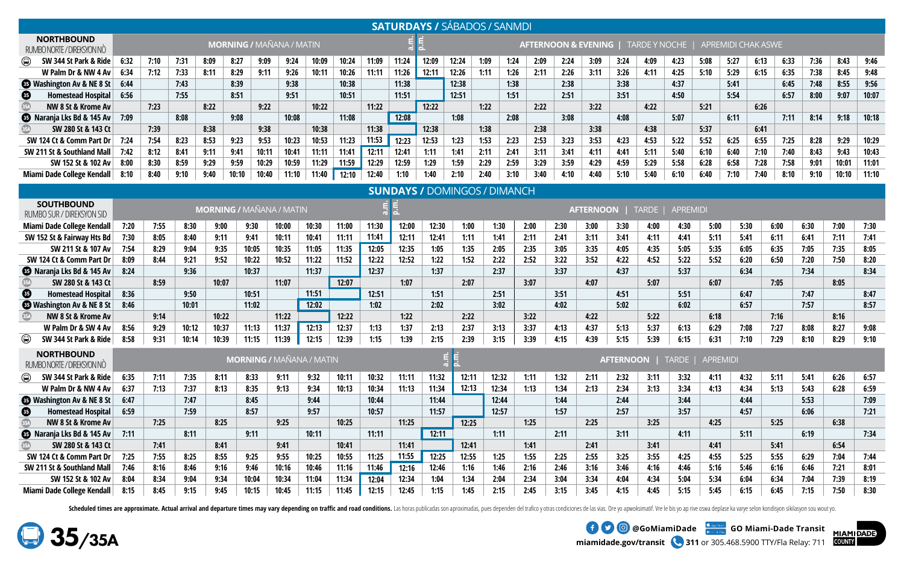## SATURDAYS / SÁBADOS / SANMDI

| NORTHBOUND RUMBO NORTE / DIREKSYON NÒ | MORNING / MAÑANA / MATIN | | | | | | | | | | a.m. \| p.m. AFTERNOON & EVENING \| TARDE Y NOCHE \| APREMIDI CHAK ASWE | | | | | | | | | | | | | | | | | |
|---|---|---|---|---|---|---|---|---|---|---|---|---|---|---|---|---|---|---|---|---|---|---|---|---|---|---|---|
| SW 344 St Park & Ride | 6:32 | 7:10 | 7:31 | 8:09 | 8:27 | 9:09 | 9:24 | 10:09 | 10:24 | 11:09 | 11:24 | 12:09 | 12:24 | 1:09 | 1:24 | 2:09 | 2:24 | 3:09 | 3:24 | 4:09 | 4:23 | 5:08 | 5:27 | 6:13 | 6:33 | 7:36 | 8:43 | 9:46 |
| W Palm Dr & NW 4 Av | 6:34 | 7:12 | 7:33 | 8:11 | 8:29 | 9:11 | 9:26 | 10:11 | 10:26 | 11:11 | 11:26 | 12:11 | 12:26 | 1:11 | 1:26 | 2:11 | 2:26 | 3:11 | 3:26 | 4:11 | 4:25 | 5:10 | 5:29 | 6:15 | 6:35 | 7:38 | 8:45 | 9:48 |
| (35) Washington Av & NE 8 St | 6:44 | | 7:43 | | 8:39 | | 9:38 | | 10:38 | | 11:38 | | 12:38 | | 1:38 | | 2:38 | | 3:38 | | 4:37 | | 5:41 | | 6:45 | 7:48 | 8:55 | 9:56 |
| (35) Homestead Hospital | 6:56 | | 7:55 | | 8:51 | | 9:51 | | 10:51 | | 11:51 | | 12:51 | | 1:51 | | 2:51 | | 3:51 | | 4:50 | | 5:54 | | 6:57 | 8:00 | 9:07 | 10:07 |
| (35A) NW 8 St & Krome Av | | 7:23 | | 8:22 | | 9:22 | | 10:22 | | 11:22 | | 12:22 | | 1:22 | | 2:22 | | 3:22 | | 4:22 | | 5:21 | | 6:26 | | | | |
| (35) Naranja Lks Bd & 145 Av | 7:09 | | 8:08 | | 9:08 | | 10:08 | | 11:08 | | 12:08 | | 1:08 | | 2:08 | | 3:08 | | 4:08 | | 5:07 | | 6:11 | | 7:11 | 8:14 | 9:18 | 10:18 |
| (35A) SW 280 St & 143 Ct | | 7:39 | | 8:38 | | 9:38 | | 10:38 | | 11:38 | | 12:38 | | 1:38 | | 2:38 | | 3:38 | | 4:38 | | 5:37 | | 6:41 | | | | |
| SW 124 Ct & Comm Part Dr | 7:24 | 7:54 | 8:23 | 8:53 | 9:23 | 9:53 | 10:23 | 10:53 | 11:23 | 11:53 | 12:23 | 12:53 | 1:23 | 1:53 | 2:23 | 2:53 | 3:23 | 3:53 | 4:23 | 4:53 | 5:22 | 5:52 | 6:25 | 6:55 | 7:25 | 8:28 | 9:29 | 10:29 |
| SW 211 St & Southland Mall | 7:42 | 8:12 | 8:41 | 9:11 | 9:41 | 10:11 | 10:41 | 11:11 | 11:41 | 12:11 | 12:41 | 1:11 | 1:41 | 2:11 | 2:41 | 3:11 | 3:41 | 4:11 | 4:41 | 5:11 | 5:40 | 6:10 | 6:40 | 7:10 | 7:40 | 8:43 | 9:43 | 10:43 |
| SW 152 St & 102 Av | 8:00 | 8:30 | 8:59 | 9:29 | 9:59 | 10:29 | 10:59 | 11:29 | 11:59 | 12:29 | 12:59 | 1:29 | 1:59 | 2:29 | 2:59 | 3:29 | 3:59 | 4:29 | 4:59 | 5:29 | 5:58 | 6:28 | 6:58 | 7:28 | 7:58 | 9:01 | 10:01 | 11:01 |
| Miami Dade College Kendall | 8:10 | 8:40 | 9:10 | 9:40 | 10:10 | 10:40 | 11:10 | 11:40 | 12:10 | 12:40 | 1:10 | 1:40 | 2:10 | 2:40 | 3:10 | 3:40 | 4:10 | 4:40 | 5:10 | 5:40 | 6:10 | 6:40 | 7:10 | 7:40 | 8:10 | 9:10 | 10:10 | 11:10 |

## SUNDAYS / DOMINGOS / DIMANCH

| SOUTHBOUND RUMBO SUR / DIREKSYON SID | MORNING / MAÑANA / MATIN | | | | | | | | | a.m. \| p.m. AFTERNOON \| TARDE \| APREMIDI | | | | | | | | | | | | | | | |
|---|---|---|---|---|---|---|---|---|---|---|---|---|---|---|---|---|---|---|---|---|---|---|---|---|---|
| Miami Dade College Kendall | 7:20 | 7:55 | 8:30 | 9:00 | 9:30 | 10:00 | 10:30 | 11:00 | 11:30 | 12:00 | 12:30 | 1:00 | 1:30 | 2:00 | 2:30 | 3:00 | 3:30 | 4:00 | 4:30 | 5:00 | 5:30 | 6:00 | 6:30 | 7:00 | 7:30 |
| SW 152 St & Fairway Hts Bd | 7:30 | 8:05 | 8:40 | 9:11 | 9:41 | 10:11 | 10:41 | 11:11 | 11:41 | 12:11 | 12:41 | 1:11 | 1:41 | 2:11 | 2:41 | 3:11 | 3:41 | 4:11 | 4:41 | 5:11 | 5:41 | 6:11 | 6:41 | 7:11 | 7:41 |
| SW 211 St & 107 Av | 7:54 | 8:29 | 9:04 | 9:35 | 10:05 | 10:35 | 11:05 | 11:35 | 12:05 | 12:35 | 1:05 | 1:35 | 2:05 | 2:35 | 3:05 | 3:35 | 4:05 | 4:35 | 5:05 | 5:35 | 6:05 | 6:35 | 7:05 | 7:35 | 8:05 |
| SW 124 Ct & Comm Part Dr | 8:09 | 8:44 | 9:21 | 9:52 | 10:22 | 10:52 | 11:22 | 11:52 | 12:22 | 12:52 | 1:22 | 1:52 | 2:22 | 2:52 | 3:22 | 3:52 | 4:22 | 4:52 | 5:22 | 5:52 | 6:20 | 6:50 | 7:20 | 7:50 | 8:20 |
| (35) Naranja Lks Bd & 145 Av | 8:24 | | 9:36 | | 10:37 | | 11:37 | | 12:37 | | 1:37 | | 2:37 | | 3:37 | | 4:37 | | 5:37 | | 6:34 | | 7:34 | | 8:34 |
| (35A) SW 280 St & 143 Ct | | 8:59 | | 10:07 | | 11:07 | | 12:07 | | 1:07 | | 2:07 | | 3:07 | | 4:07 | | 5:07 | | 6:07 | | 7:05 | | 8:05 | |
| (35) Homestead Hospital | 8:36 | | 9:50 | | 10:51 | | 11:51 | | 12:51 | | 1:51 | | 2:51 | | 3:51 | | 4:51 | | 5:51 | | 6:47 | | 7:47 | | 8:47 |
| (35) Washington Av & NE 8 St | 8:46 | | 10:01 | | 11:02 | | 12:02 | | 1:02 | | 2:02 | | 3:02 | | 4:02 | | 5:02 | | 6:02 | | 6:57 | | 7:57 | | 8:57 |
| (35A) NW 8 St & Krome Av | | 9:14 | | 10:22 | | 11:22 | | 12:22 | | 1:22 | | 2:22 | | 3:22 | | 4:22 | | 5:22 | | 6:18 | | 7:16 | | 8:16 | |
| W Palm Dr & SW 4 Av | 8:56 | 9:29 | 10:12 | 10:37 | 11:13 | 11:37 | 12:13 | 12:37 | 1:13 | 1:37 | 2:13 | 2:37 | 3:13 | 3:37 | 4:13 | 4:37 | 5:13 | 5:37 | 6:13 | 6:29 | 7:08 | 7:27 | 8:08 | 8:27 | 9:08 |
| SW 344 St Park & Ride | 8:58 | 9:31 | 10:14 | 10:39 | 11:15 | 11:39 | 12:15 | 12:39 | 1:15 | 1:39 | 2:15 | 2:39 | 3:15 | 3:39 | 4:15 | 4:39 | 5:15 | 5:39 | 6:15 | 6:31 | 7:10 | 7:29 | 8:10 | 8:29 | 9:10 |

| NORTHBOUND RUMBO NORTE / DIREKSYON NÒ | MORNING / MAÑANA / MATIN | | | | | | | | | | a.m. \| p.m. AFTERNOON \| TARDE \| APREMIDI | | | | | | | | | | | | | | |
|---|---|---|---|---|---|---|---|---|---|---|---|---|---|---|---|---|---|---|---|---|---|---|---|---|---|
| SW 344 St Park & Ride | 6:35 | 7:11 | 7:35 | 8:11 | 8:33 | 9:11 | 9:32 | 10:11 | 10:32 | 11:11 | 11:32 | 12:11 | 12:32 | 1:11 | 1:32 | 2:11 | 2:32 | 3:11 | 3:32 | 4:11 | 4:32 | 5:11 | 5:41 | 6:26 | 6:57 |
| W Palm Dr & NW 4 Av | 6:37 | 7:13 | 7:37 | 8:13 | 8:35 | 9:13 | 9:34 | 10:13 | 10:34 | 11:13 | 11:34 | 12:13 | 12:34 | 1:13 | 1:34 | 2:13 | 2:34 | 3:13 | 3:34 | 4:13 | 4:34 | 5:13 | 5:43 | 6:28 | 6:59 |
| (35) Washington Av & NE 8 St | 6:47 | | 7:47 | | 8:45 | | 9:44 | | 10:44 | | 11:44 | | 12:44 | | 1:44 | | 2:44 | | 3:44 | | 4:44 | | 5:53 | | 7:09 |
| (35) Homestead Hospital | 6:59 | | 7:59 | | 8:57 | | 9:57 | | 10:57 | | 11:57 | | 12:57 | | 1:57 | | 2:57 | | 3:57 | | 4:57 | | 6:06 | | 7:21 |
| (35A) NW 8 St & Krome Av | | 7:25 | | 8:25 | | 9:25 | | 10:25 | | 11:25 | | 12:25 | | 1:25 | | 2:25 | | 3:25 | | 4:25 | | 5:25 | | 6:38 | |
| (35) Naranja Lks Bd & 145 Av | 7:11 | | 8:11 | | 9:11 | | 10:11 | | 11:11 | | 12:11 | | 1:11 | | 2:11 | | 3:11 | | 4:11 | | 5:11 | | 6:19 | | 7:34 |
| (35A) SW 280 St & 143 Ct | | 7:41 | | 8:41 | | 9:41 | | 10:41 | | 11:41 | | 12:41 | | 1:41 | | 2:41 | | 3:41 | | 4:41 | | 5:41 | | 6:54 | |
| SW 124 Ct & Comm Part Dr | 7:25 | 7:55 | 8:25 | 8:55 | 9:25 | 9:55 | 10:25 | 10:55 | 11:25 | 11:55 | 12:25 | 12:55 | 1:25 | 1:55 | 2:25 | 2:55 | 3:25 | 3:55 | 4:25 | 4:55 | 5:25 | 5:55 | 6:29 | 7:04 | 7:44 |
| SW 211 St & Southland Mall | 7:46 | 8:16 | 8:46 | 9:16 | 9:46 | 10:16 | 10:46 | 11:16 | 11:46 | 12:16 | 12:46 | 1:16 | 1:46 | 2:16 | 2:46 | 3:16 | 3:46 | 4:16 | 4:46 | 5:16 | 5:46 | 6:16 | 6:46 | 7:21 | 8:01 |
| SW 152 St & 102 Av | 8:04 | 8:34 | 9:04 | 9:34 | 10:04 | 10:34 | 11:04 | 11:34 | 12:04 | 12:34 | 1:04 | 1:34 | 2:04 | 2:34 | 3:04 | 3:34 | 4:04 | 4:34 | 5:04 | 5:34 | 6:04 | 6:34 | 7:04 | 7:39 | 8:19 |
| Miami Dade College Kendall | 8:15 | 8:45 | 9:15 | 9:45 | 10:15 | 10:45 | 11:15 | 11:45 | 12:15 | 12:45 | 1:15 | 1:45 | 2:15 | 2:45 | 3:15 | 3:45 | 4:15 | 4:45 | 5:15 | 5:45 | 6:15 | 6:45 | 7:15 | 7:50 | 8:30 |

**Scheduled times are approximate. Actual arrival and departure times may vary depending on traffic and road conditions.** Las horas publicadas son aproximadas, pues dependen del trafico y otras condiciones de las vias. Ore yo apwoksimatif. Vre le bis yo ap rive oswa deplase ka varye selon kondisyon sikilasyon sou wout yo.

**35/35A**

@GoMiamiDade GO Miami-Dade Transit

miamidade.gov/transit 311 or 305.468.5900 TTY/Fla Relay: 711

MIAMI-DADE COUNTY